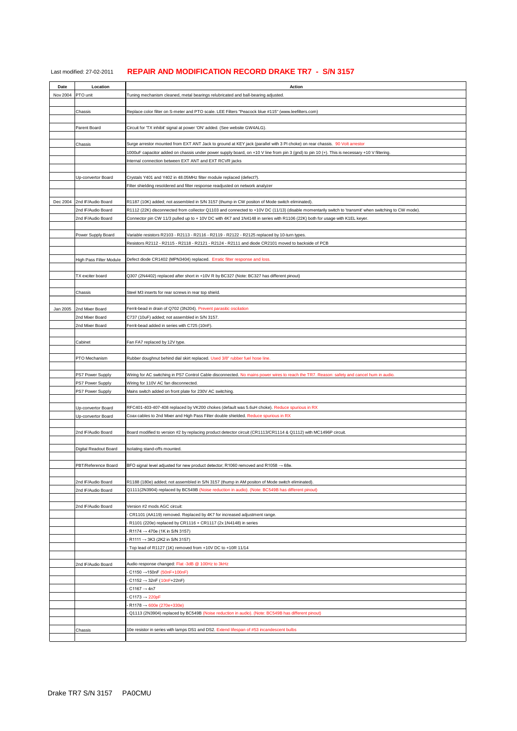Last modified: 27-02-2011

# REPAIR AND MODIFICATION RECORD DRAKE TR7 - S/N 3157

| Date | Location | Action |
|---|---|---|
| Nov 2004 | PTO unit | Tuning mechanism cleaned, metal bearings relubricated and ball-bearing adjusted. |
| | | |
| | Chassis | Replace color filter on S-meter and PTO scale. LEE Filters "Peacock blue #115" (www.leefilters.com) |
| | | |
| | Parent Board | Circuit for 'TX inhibit' signal at power 'ON' added. (See website GW4ALG). |
| | | |
| | Chassis | Surge arrestor mounted from EXT ANT Jack to ground at KEY jack (parallel with 3 PI choke) on rear chassis. 90 Volt arrestor |
| | | 1000uF capacitor added on chassis under power supply board, on +10 V line from pin 3 (gnd) to pin 10 (+). This is necessary +10 V filtering. |
| | | Internal connection between EXT ANT and EXT RCVR jacks |
| | | |
| | Up-convertor Board | Crystals Y401 and Y402 in 48.05MHz filter module replaced (defect?). |
| | | Filter shielding resoldered and filter response readjusted on network analyzer |
| | | |
| Dec 2004 | 2nd IF/Audio Board | R1187 (10K) added; not assembled in S/N 3157 (thump in CW positon of Mode switch eliminated). |
| | 2nd IF/Audio Board | R1112 (22K) disconnected from collector Q1103 and connected to +10V DC (11/13) (disable momentarily switch to 'transmit' when switching to CW mode). |
| | 2nd IF/Audio Board | Connector pin CW 11/3 pulled up to + 10V DC with 4K7 and 1N4148 in series with R1106 (22K) both for usage with K1EL keyer. |
| | | |
| | Power Supply Board | Variable resistors R2103 - R2113 - R2116 - R2119 - R2122 - R2125 replaced by 10-turn types. |
| | | Resistors R2112 - R2115 - R2118 - R2121 - R2124 - R2111 and diode CR2101 moved to backside of PCB |
| | | |
| | High Pass Filter Module | Defect diode CR1402 (MPN3404) replaced. Erratic filter response and loss. |
| | | |
| | TX exciter board | Q307 (2N4402) replaced after short in +10V R by BC327 (Note: BC327 has different pinout) |
| | | |
| | Chassis | Steel M3 inserts for rear screws in rear top shield. |
| | | |
| Jan 2005 | 2nd Mixer Board | Ferrit-bead in drain of Q702 (3N204). Prevent parasitic oscilation |
| | 2nd Mixer Board | C737 (10uF) added; not assembled in S/N 3157. |
| | 2nd Mixer Board | Ferrit-bead added in series with C725 (10nF). |
| | | |
| | Cabinet | Fan FA7 replaced by 12V type. |
| | | |
| | PTO Mechanism | Rubber doughnut behind dial skirt replaced. Used 3/8" rubber fuel hose line. |
| | | |
| | PS7 Power Supply | Wiring for AC switching in PS7 Control Cable disconnected. No mains power wires to reach the TR7. Reason: safety and cancel hum in audio. |
| | PS7 Power Supply | Wiring for 110V AC fan disconnected. |
| | PS7 Power Supply | Mains switch added on front plate for 230V AC switching. |
| | | |
| | Up-convertor Board | RFC401-403-407-408 replaced by VK200 chokes (default was 5.6uH choke). Reduce spurious in RX |
| | Up-convertor Board | Coax cables to 2nd Mixer and High Pass Filter double shielded. Reduce spurious in RX |
| | | |
| | 2nd IF/Audio Board | Board modified to version #2 by replacing product detector circuit (CR1113/CR1114 & Q1112) with MC1496P circuit. |
| | | |
| | Digital Readout Board | Isolating stand-offs mounted. |
| | | |
| | PBT/Reference Board | BFO signal level adjusted for new product detector; R1060 removed and R1058 → 68e. |
| | | |
| | 2nd IF/Audio Board | R1188 (180e) added; not assembled in S/N 3157 (thump in AM positon of Mode switch eliminated). |
| | 2nd IF/Audio Board | Q1111(2N3904) replaced by BC549B (Noise reduction in audio). (Note: BC549B has different pinout) |
| | | |
| | 2nd IF/Audio Board | Version #2 mods AGC circuit: |
| | | - CR1101 (AA119) removed. Replaced by 4K7 for increased adjustment range. |
| | | - R1101 (220e) replaced by CR1116 + CR1117 (2x 1N4148) in series |
| | | - R1174 → 470e (1K in S/N 3157) |
| | | - R1111 → 3K3 (2K2 in S/N 3157) |
| | | - Top lead of R1127 (1K) removed from +10V DC to +10R 11/14 |
| | | |
| | 2nd IF/Audio Board | Audio response changed: Flat -3dB @ 100Hz to 3kHz |
| | | - C1150 →150nF (50nF+100nF) |
| | | - C1152 → 32nF (10nF+22nF) |
| | | - C1167 → 4n7 |
| | | - C1173 → 220pF |
| | | - R1178 → 600e (270e+330e) |
| | | - Q1113 (2N3904) replaced by BC549B (Noise reduction in audio). (Note: BC549B has different pinout) |
| | | |
| | Chassis | 10e resistor in series with lamps DS1 and DS2. Extend lifespan of #53 incandescent bulbs |
| | | |

Drake TR7 S/N 3157 PA0CMU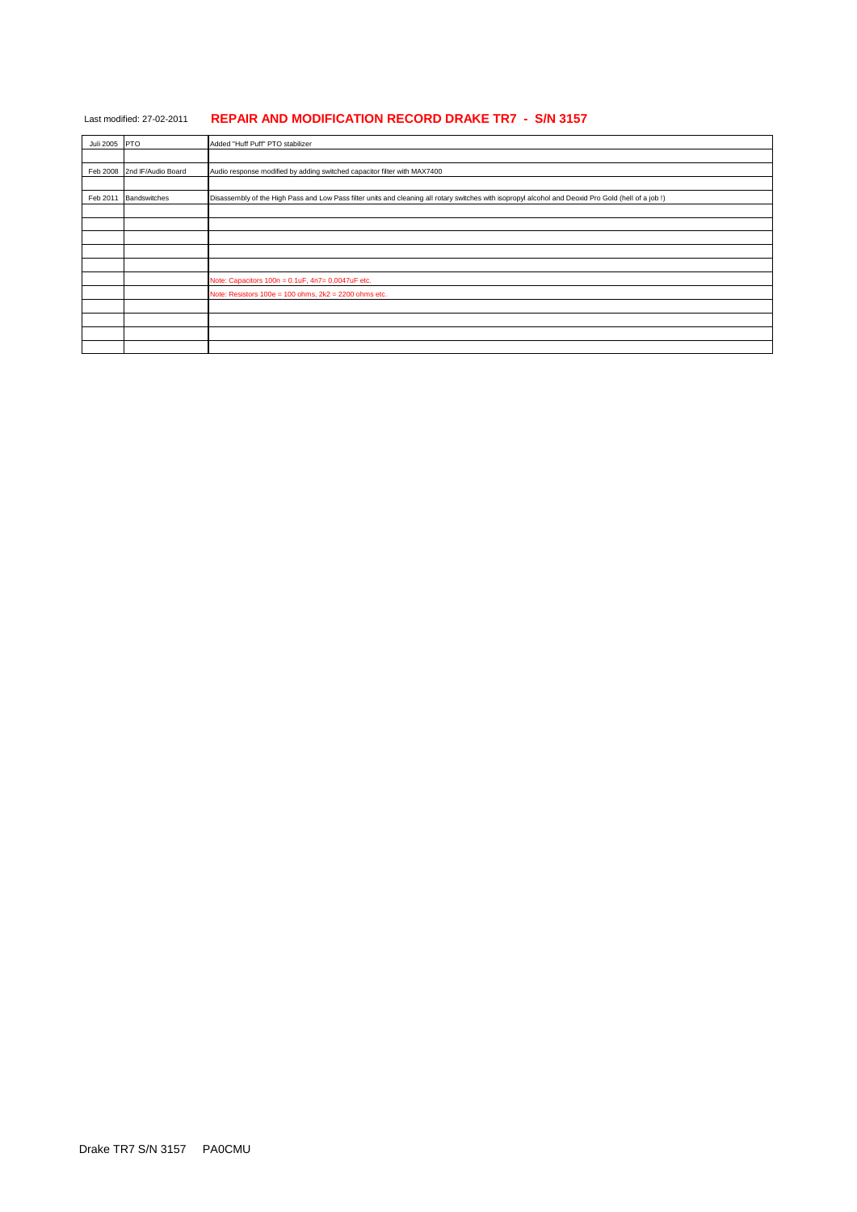Last modified: 27-02-2011

# REPAIR AND MODIFICATION RECORD DRAKE TR7 - S/N 3157

| | | |
|---|---|---|
| Juli 2005 | PTO | Added "Huff Puff" PTO stabilizer |
| | | |
| Feb 2008 | 2nd IF/Audio Board | Audio response modified by adding switched capacitor filter with MAX7400 |
| | | |
| Feb 2011 | Bandswitches | Disassembly of the High Pass and Low Pass filter units and cleaning all rotary switches with isopropyl alcohol and Deoxid Pro Gold (hell of a job !) |
| | | |
| | | |
| | | |
| | | |
| | | |
| | | Note: Capacitors 100n = 0.1uF, 4n7= 0,0047uF etc. |
| | | Note: Resistors 100e = 100 ohms, 2k2 = 2200 ohms etc. |
| | | |
| | | |
| | | |
| | | |

Drake TR7 S/N 3157 PA0CMU